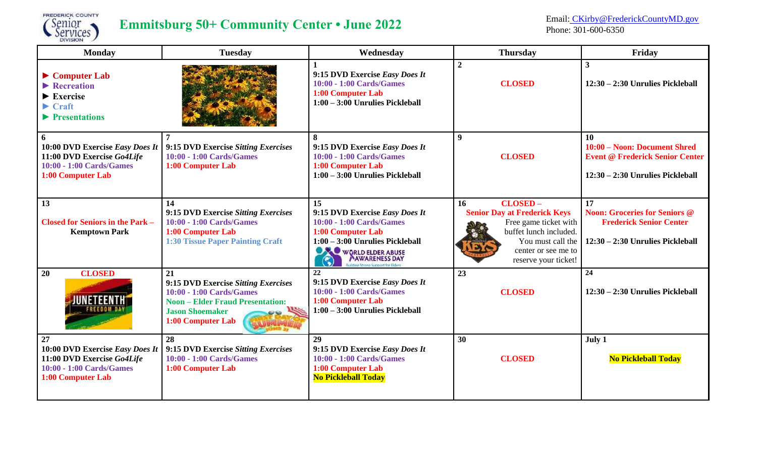# Emmitsburg 50+ Community Center • June 2022

Email: CKirby@FrederickCountyMD.gov
Phone: 301-600-6350

| Monday | Tuesday | Wednesday | Thursday | Friday |
|---|---|---|---|---|
| ► Computer Lab<br>► Recreation<br>► Exercise<br>► Craft<br>► Presentations | | **1**<br>9:15 DVD Exercise *Easy Does It*<br>10:00 - 1:00 Cards/Games<br>1:00 Computer Lab<br>1:00 – 3:00 Unrulies Pickleball | **2**<br>CLOSED | **3**<br>12:30 – 2:30 Unrulies Pickleball |
| **6**<br>10:00 DVD Exercise *Easy Does It*<br>11:00 DVD Exercise *Go4Life*<br>10:00 - 1:00 Cards/Games<br>1:00 Computer Lab | **7**<br>9:15 DVD Exercise *Sitting Exercises*<br>10:00 - 1:00 Cards/Games<br>1:00 Computer Lab | **8**<br>9:15 DVD Exercise *Easy Does It*<br>10:00 - 1:00 Cards/Games<br>1:00 Computer Lab<br>1:00 – 3:00 Unrulies Pickleball | **9**<br>CLOSED | **10**<br>10:00 – Noon: Document Shred Event @ Frederick Senior Center<br>12:30 – 2:30 Unrulies Pickleball |
| **13**<br>Closed for Seniors in the Park – Kemptown Park | **14**<br>9:15 DVD Exercise *Sitting Exercises*<br>10:00 - 1:00 Cards/Games<br>1:00 Computer Lab<br>1:30 Tissue Paper Painting Craft | **15**<br>9:15 DVD Exercise *Easy Does It*<br>10:00 - 1:00 Cards/Games<br>1:00 Computer Lab<br>1:00 – 3:00 Unrulies Pickleball<br>World Elder Abuse Awareness Day | **16** CLOSED –<br>Senior Day at Frederick Keys<br>Free game ticket with buffet lunch included. You must call the center or see me to reserve your ticket! | **17**<br>Noon: Groceries for Seniors @ Frederick Senior Center<br>12:30 – 2:30 Unrulies Pickleball |
| **20** CLOSED<br>Juneteenth Freedom Day | **21**<br>9:15 DVD Exercise *Sitting Exercises*<br>10:00 - 1:00 Cards/Games<br>Noon – Elder Fraud Presentation: Jason Shoemaker<br>1:00 Computer Lab<br>First Day of Summer | **22**<br>9:15 DVD Exercise *Easy Does It*<br>10:00 - 1:00 Cards/Games<br>1:00 Computer Lab<br>1:00 – 3:00 Unrulies Pickleball | **23**<br>CLOSED | **24**<br>12:30 – 2:30 Unrulies Pickleball |
| **27**<br>10:00 DVD Exercise *Easy Does It*<br>11:00 DVD Exercise *Go4Life*<br>10:00 - 1:00 Cards/Games<br>1:00 Computer Lab | **28**<br>9:15 DVD Exercise *Sitting Exercises*<br>10:00 - 1:00 Cards/Games<br>1:00 Computer Lab | **29**<br>9:15 DVD Exercise *Easy Does It*<br>10:00 - 1:00 Cards/Games<br>1:00 Computer Lab<br>No Pickleball Today | **30**<br>CLOSED | **July 1**<br>No Pickleball Today |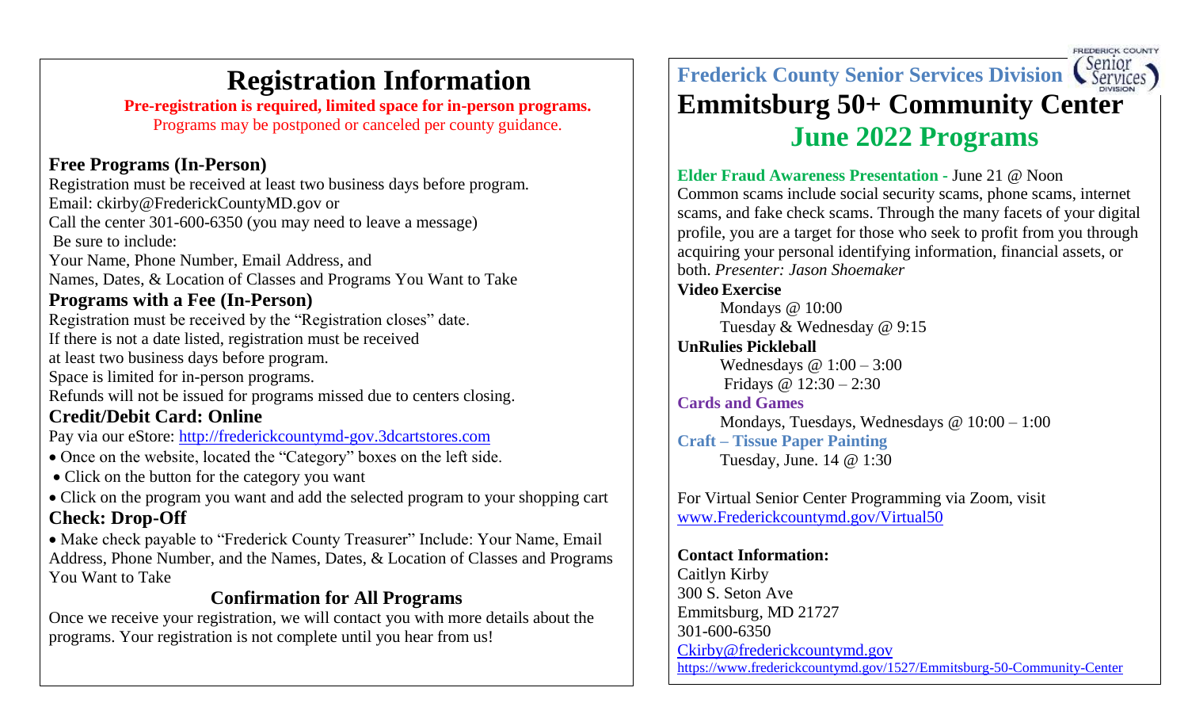# Registration Information

**Pre-registration is required, limited space for in-person programs.**

Programs may be postponed or canceled per county guidance.

### Free Programs (In-Person)

Registration must be received at least two business days before program.
Email: ckirby@FrederickCountyMD.gov or
Call the center 301-600-6350 (you may need to leave a message)
Be sure to include:
Your Name, Phone Number, Email Address, and
Names, Dates, & Location of Classes and Programs You Want to Take

### Programs with a Fee (In-Person)

Registration must be received by the "Registration closes" date.
If there is not a date listed, registration must be received
at least two business days before program.
Space is limited for in-person programs.
Refunds will not be issued for programs missed due to centers closing.

### Credit/Debit Card: Online

Pay via our eStore: http://frederickcountymd-gov.3dcartstores.com

- Once on the website, located the "Category" boxes on the left side.
- Click on the button for the category you want
- Click on the program you want and add the selected program to your shopping cart

### Check: Drop-Off

- Make check payable to "Frederick County Treasurer" Include: Your Name, Email Address, Phone Number, and the Names, Dates, & Location of Classes and Programs You Want to Take

### Confirmation for All Programs

Once we receive your registration, we will contact you with more details about the programs. Your registration is not complete until you hear from us!

**Frederick County Senior Services Division**

# Emmitsburg 50+ Community Center

## June 2022 Programs

**Elder Fraud Awareness Presentation -** June 21 @ Noon
Common scams include social security scams, phone scams, internet scams, and fake check scams. Through the many facets of your digital profile, you are a target for those who seek to profit from you through acquiring your personal identifying information, financial assets, or both. *Presenter: Jason Shoemaker*

**Video Exercise**
Mondays @ 10:00
Tuesday & Wednesday @ 9:15

**UnRulies Pickleball**
Wednesdays @ 1:00 – 3:00
Fridays @ 12:30 – 2:30

**Cards and Games**
Mondays, Tuesdays, Wednesdays @ 10:00 – 1:00

**Craft – Tissue Paper Painting**
Tuesday, June. 14 @ 1:30

For Virtual Senior Center Programming via Zoom, visit www.Frederickcountymd.gov/Virtual50

**Contact Information:**
Caitlyn Kirby
300 S. Seton Ave
Emmitsburg, MD 21727
301-600-6350
Ckirby@frederickcountymd.gov
https://www.frederickcountymd.gov/1527/Emmitsburg-50-Community-Center